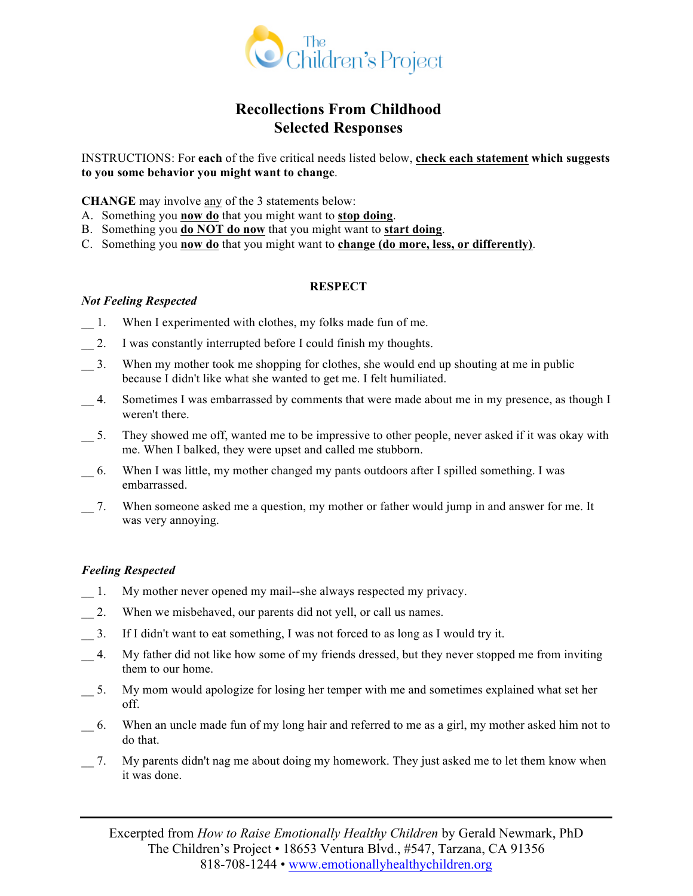# Recollections From Childhood
## Selected Responses

INSTRUCTIONS: For **each** of the five critical needs listed below, **check each statement which suggests to you some behavior you might want to change**.

**CHANGE** may involve any of the 3 statements below:

A. Something you **now do** that you might want to **stop doing**.
B. Something you **do NOT do now** that you might want to **start doing**.
C. Something you **now do** that you might want to **change (do more, less, or differently)**.

### RESPECT

***Not Feeling Respected***

__ 1. When I experimented with clothes, my folks made fun of me.

__ 2. I was constantly interrupted before I could finish my thoughts.

__ 3. When my mother took me shopping for clothes, she would end up shouting at me in public because I didn't like what she wanted to get me. I felt humiliated.

__ 4. Sometimes I was embarrassed by comments that were made about me in my presence, as though I weren't there.

__ 5. They showed me off, wanted me to be impressive to other people, never asked if it was okay with me. When I balked, they were upset and called me stubborn.

__ 6. When I was little, my mother changed my pants outdoors after I spilled something. I was embarrassed.

__ 7. When someone asked me a question, my mother or father would jump in and answer for me. It was very annoying.

***Feeling Respected***

__ 1. My mother never opened my mail--she always respected my privacy.

__ 2. When we misbehaved, our parents did not yell, or call us names.

__ 3. If I didn't want to eat something, I was not forced to as long as I would try it.

__ 4. My father did not like how some of my friends dressed, but they never stopped me from inviting them to our home.

__ 5. My mom would apologize for losing her temper with me and sometimes explained what set her off.

__ 6. When an uncle made fun of my long hair and referred to me as a girl, my mother asked him not to do that.

__ 7. My parents didn't nag me about doing my homework. They just asked me to let them know when it was done.

---

Excerpted from *How to Raise Emotionally Healthy Children* by Gerald Newmark, PhD
The Children's Project • 18653 Ventura Blvd., #547, Tarzana, CA 91356
818-708-1244 • www.emotionallyhealthychildren.org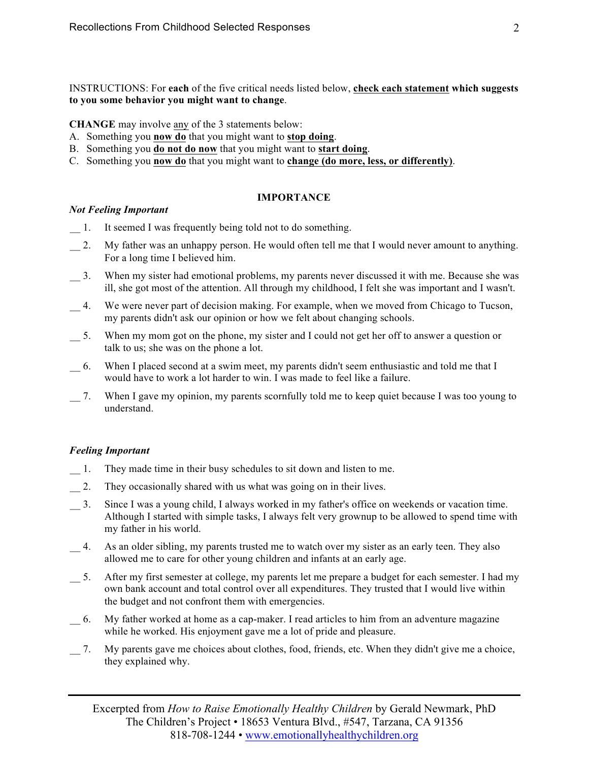INSTRUCTIONS: For **each** of the five critical needs listed below, **check each statement which suggests to you some behavior you might want to change**.

**CHANGE** may involve any of the 3 statements below:

A. Something you **now do** that you might want to **stop doing**.
B. Something you **do not do now** that you might want to **start doing**.
C. Something you **now do** that you might want to **change (do more, less, or differently)**.

## IMPORTANCE

***Not Feeling Important***

__ 1. It seemed I was frequently being told not to do something.

__ 2. My father was an unhappy person. He would often tell me that I would never amount to anything. For a long time I believed him.

__ 3. When my sister had emotional problems, my parents never discussed it with me. Because she was ill, she got most of the attention. All through my childhood, I felt she was important and I wasn't.

__ 4. We were never part of decision making. For example, when we moved from Chicago to Tucson, my parents didn't ask our opinion or how we felt about changing schools.

__ 5. When my mom got on the phone, my sister and I could not get her off to answer a question or talk to us; she was on the phone a lot.

__ 6. When I placed second at a swim meet, my parents didn't seem enthusiastic and told me that I would have to work a lot harder to win. I was made to feel like a failure.

__ 7. When I gave my opinion, my parents scornfully told me to keep quiet because I was too young to understand.

***Feeling Important***

__ 1. They made time in their busy schedules to sit down and listen to me.

__ 2. They occasionally shared with us what was going on in their lives.

__ 3. Since I was a young child, I always worked in my father's office on weekends or vacation time. Although I started with simple tasks, I always felt very grownup to be allowed to spend time with my father in his world.

__ 4. As an older sibling, my parents trusted me to watch over my sister as an early teen. They also allowed me to care for other young children and infants at an early age.

__ 5. After my first semester at college, my parents let me prepare a budget for each semester. I had my own bank account and total control over all expenditures. They trusted that I would live within the budget and not confront them with emergencies.

__ 6. My father worked at home as a cap-maker. I read articles to him from an adventure magazine while he worked. His enjoyment gave me a lot of pride and pleasure.

__ 7. My parents gave me choices about clothes, food, friends, etc. When they didn't give me a choice, they explained why.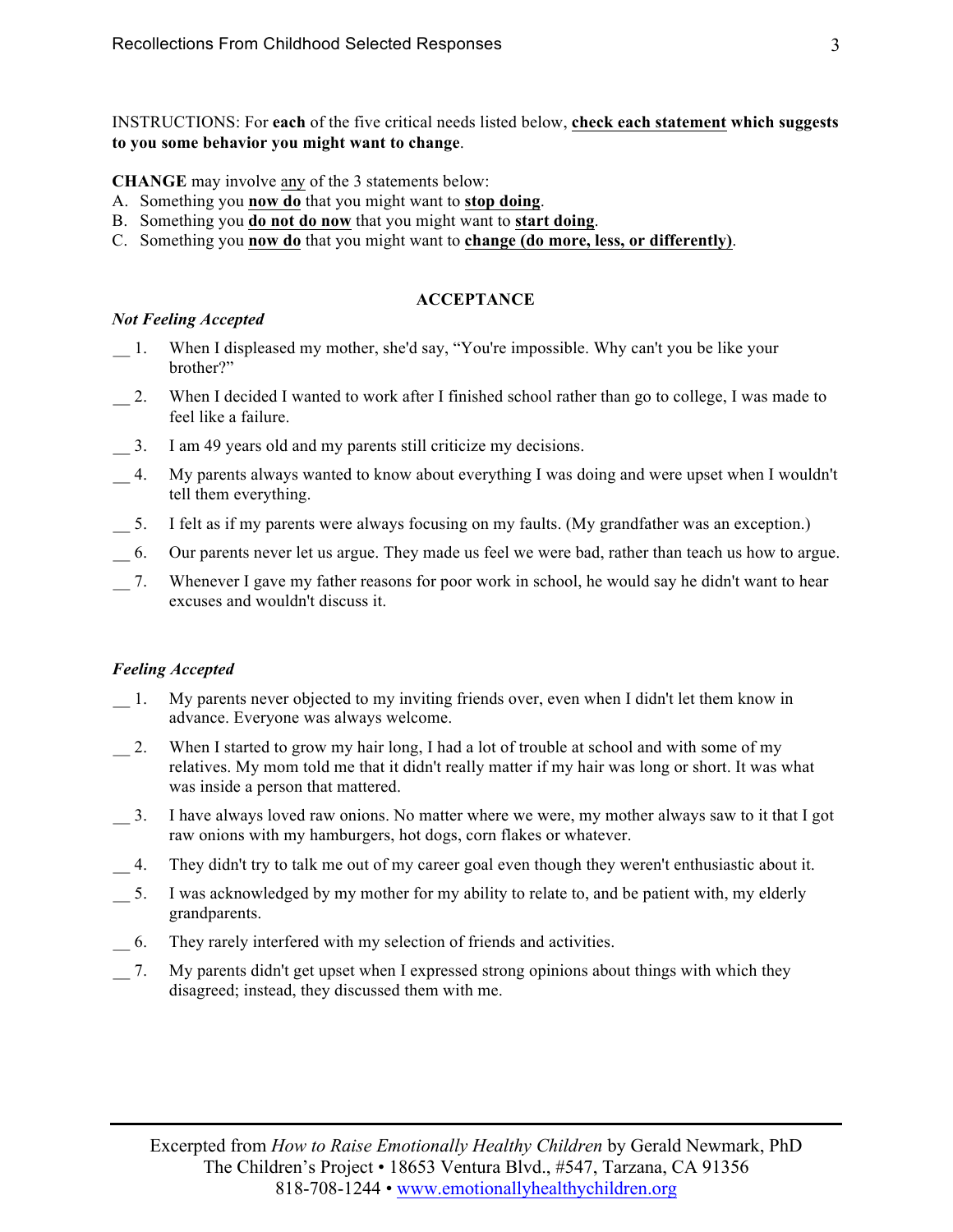INSTRUCTIONS: For **each** of the five critical needs listed below, **check each statement which suggests to you some behavior you might want to change**.

**CHANGE** may involve any of the 3 statements below:

A. Something you **now do** that you might want to **stop doing**.
B. Something you **do not do now** that you might want to **start doing**.
C. Something you **now do** that you might want to **change (do more, less, or differently)**.

## ACCEPTANCE

### *Not Feeling Accepted*

__ 1. When I displeased my mother, she'd say, "You're impossible. Why can't you be like your brother?"

__ 2. When I decided I wanted to work after I finished school rather than go to college, I was made to feel like a failure.

__ 3. I am 49 years old and my parents still criticize my decisions.

__ 4. My parents always wanted to know about everything I was doing and were upset when I wouldn't tell them everything.

__ 5. I felt as if my parents were always focusing on my faults. (My grandfather was an exception.)

__ 6. Our parents never let us argue. They made us feel we were bad, rather than teach us how to argue.

__ 7. Whenever I gave my father reasons for poor work in school, he would say he didn't want to hear excuses and wouldn't discuss it.

### *Feeling Accepted*

__ 1. My parents never objected to my inviting friends over, even when I didn't let them know in advance. Everyone was always welcome.

__ 2. When I started to grow my hair long, I had a lot of trouble at school and with some of my relatives. My mom told me that it didn't really matter if my hair was long or short. It was what was inside a person that mattered.

__ 3. I have always loved raw onions. No matter where we were, my mother always saw to it that I got raw onions with my hamburgers, hot dogs, corn flakes or whatever.

__ 4. They didn't try to talk me out of my career goal even though they weren't enthusiastic about it.

__ 5. I was acknowledged by my mother for my ability to relate to, and be patient with, my elderly grandparents.

__ 6. They rarely interfered with my selection of friends and activities.

__ 7. My parents didn't get upset when I expressed strong opinions about things with which they disagreed; instead, they discussed them with me.

Excerpted from *How to Raise Emotionally Healthy Children* by Gerald Newmark, PhD
The Children's Project • 18653 Ventura Blvd., #547, Tarzana, CA 91356
818-708-1244 • www.emotionallyhealthychildren.org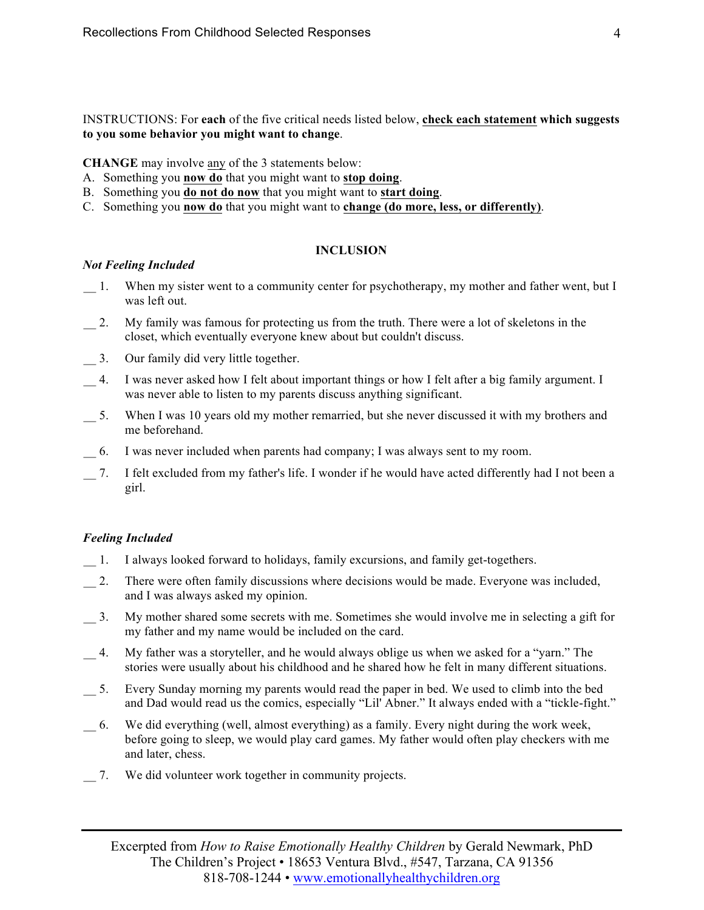INSTRUCTIONS: For **each** of the five critical needs listed below, **check each statement which suggests to you some behavior you might want to change**.

**CHANGE** may involve any of the 3 statements below:

A. Something you **now do** that you might want to **stop doing**.
B. Something you **do not do now** that you might want to **start doing**.
C. Something you **now do** that you might want to **change (do more, less, or differently)**.

**INCLUSION**

*Not Feeling Included*

__ 1. When my sister went to a community center for psychotherapy, my mother and father went, but I was left out.

__ 2. My family was famous for protecting us from the truth. There were a lot of skeletons in the closet, which eventually everyone knew about but couldn't discuss.

__ 3. Our family did very little together.

__ 4. I was never asked how I felt about important things or how I felt after a big family argument. I was never able to listen to my parents discuss anything significant.

__ 5. When I was 10 years old my mother remarried, but she never discussed it with my brothers and me beforehand.

__ 6. I was never included when parents had company; I was always sent to my room.

__ 7. I felt excluded from my father's life. I wonder if he would have acted differently had I not been a girl.

***Feeling Included***

__ 1. I always looked forward to holidays, family excursions, and family get-togethers.

__ 2. There were often family discussions where decisions would be made. Everyone was included, and I was always asked my opinion.

__ 3. My mother shared some secrets with me. Sometimes she would involve me in selecting a gift for my father and my name would be included on the card.

__ 4. My father was a storyteller, and he would always oblige us when we asked for a "yarn." The stories were usually about his childhood and he shared how he felt in many different situations.

__ 5. Every Sunday morning my parents would read the paper in bed. We used to climb into the bed and Dad would read us the comics, especially "Lil' Abner." It always ended with a "tickle-fight."

__ 6. We did everything (well, almost everything) as a family. Every night during the work week, before going to sleep, we would play card games. My father would often play checkers with me and later, chess.

__ 7. We did volunteer work together in community projects.

Excerpted from *How to Raise Emotionally Healthy Children* by Gerald Newmark, PhD
The Children's Project • 18653 Ventura Blvd., #547, Tarzana, CA 91356
818-708-1244 • www.emotionallyhealthychildren.org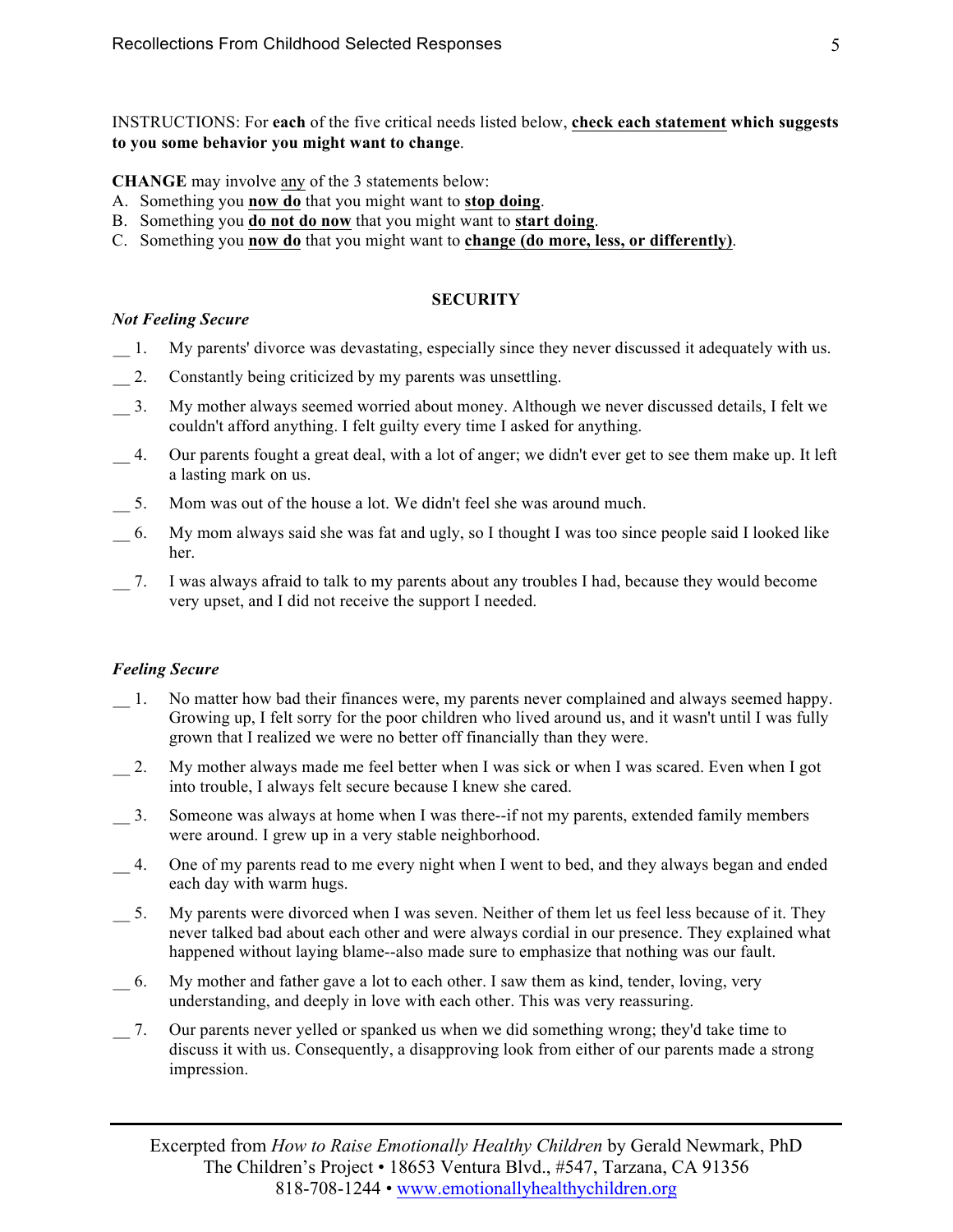INSTRUCTIONS: For **each** of the five critical needs listed below, **check each statement which suggests to you some behavior you might want to change**.

**CHANGE** may involve any of the 3 statements below:

A. Something you **now do** that you might want to **stop doing**.
B. Something you **do not do now** that you might want to **start doing**.
C. Something you **now do** that you might want to **change (do more, less, or differently)**.

## SECURITY

### *Not Feeling Secure*

__ 1. My parents' divorce was devastating, especially since they never discussed it adequately with us.

__ 2. Constantly being criticized by my parents was unsettling.

__ 3. My mother always seemed worried about money. Although we never discussed details, I felt we couldn't afford anything. I felt guilty every time I asked for anything.

__ 4. Our parents fought a great deal, with a lot of anger; we didn't ever get to see them make up. It left a lasting mark on us.

__ 5. Mom was out of the house a lot. We didn't feel she was around much.

__ 6. My mom always said she was fat and ugly, so I thought I was too since people said I looked like her.

__ 7. I was always afraid to talk to my parents about any troubles I had, because they would become very upset, and I did not receive the support I needed.

### *Feeling Secure*

__ 1. No matter how bad their finances were, my parents never complained and always seemed happy. Growing up, I felt sorry for the poor children who lived around us, and it wasn't until I was fully grown that I realized we were no better off financially than they were.

__ 2. My mother always made me feel better when I was sick or when I was scared. Even when I got into trouble, I always felt secure because I knew she cared.

__ 3. Someone was always at home when I was there--if not my parents, extended family members were around. I grew up in a very stable neighborhood.

__ 4. One of my parents read to me every night when I went to bed, and they always began and ended each day with warm hugs.

__ 5. My parents were divorced when I was seven. Neither of them let us feel less because of it. They never talked bad about each other and were always cordial in our presence. They explained what happened without laying blame--also made sure to emphasize that nothing was our fault.

__ 6. My mother and father gave a lot to each other. I saw them as kind, tender, loving, very understanding, and deeply in love with each other. This was very reassuring.

__ 7. Our parents never yelled or spanked us when we did something wrong; they'd take time to discuss it with us. Consequently, a disapproving look from either of our parents made a strong impression.

---

Excerpted from *How to Raise Emotionally Healthy Children* by Gerald Newmark, PhD
The Children's Project • 18653 Ventura Blvd., #547, Tarzana, CA 91356
818-708-1244 • www.emotionallyhealthychildren.org